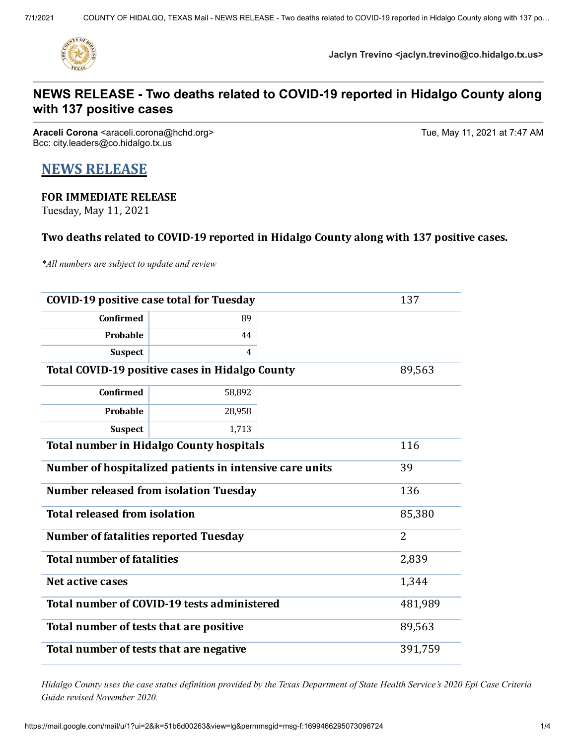Jaclyn Trevino <jaclyn.trevino@co.hidalgo.tx.us>

# NEWS RELEASE - Two deaths related to COVID-19 reported in Hidalgo County along with 137 positive cases

**Araceli Corona** <araceli.corona@hchd.org>
Bcc: city.leaders@co.hidalgo.tx.us

Tue, May 11, 2021 at 7:47 AM

## NEWS RELEASE

**FOR IMMEDIATE RELEASE**
Tuesday, May 11, 2021

**Two deaths related to COVID-19 reported in Hidalgo County along with 137 positive cases.**

*\*All numbers are subject to update and review*

| COVID-19 positive case total for Tuesday | | 137 |
|---|---|---|
| Confirmed | 89 | |
| Probable | 44 | |
| Suspect | 4 | |
| **Total COVID-19 positive cases in Hidalgo County** | | 89,563 |
| Confirmed | 58,892 | |
| Probable | 28,958 | |
| Suspect | 1,713 | |
| **Total number in Hidalgo County hospitals** | | 116 |
| **Number of hospitalized patients in intensive care units** | | 39 |
| **Number released from isolation Tuesday** | | 136 |
| **Total released from isolation** | | 85,380 |
| **Number of fatalities reported Tuesday** | | 2 |
| **Total number of fatalities** | | 2,839 |
| **Net active cases** | | 1,344 |
| **Total number of COVID-19 tests administered** | | 481,989 |
| **Total number of tests that are positive** | | 89,563 |
| **Total number of tests that are negative** | | 391,759 |

*Hidalgo County uses the case status definition provided by the Texas Department of State Health Service's 2020 Epi Case Criteria Guide revised November 2020.*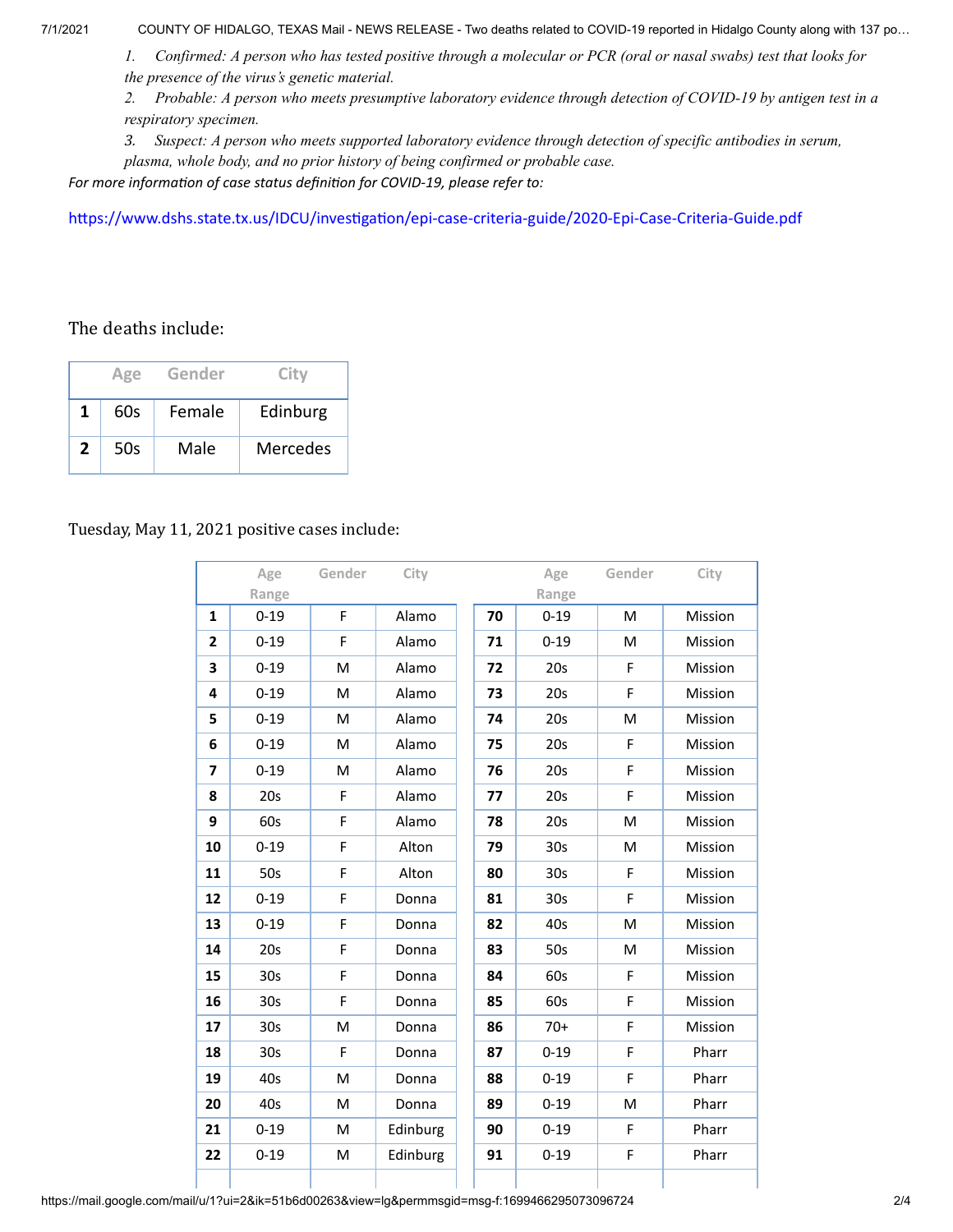1. *Confirmed: A person who has tested positive through a molecular or PCR (oral or nasal swabs) test that looks for the presence of the virus's genetic material.*
2. *Probable: A person who meets presumptive laboratory evidence through detection of COVID-19 by antigen test in a respiratory specimen.*
3. *Suspect: A person who meets supported laboratory evidence through detection of specific antibodies in serum, plasma, whole body, and no prior history of being confirmed or probable case.*

*For more information of case status definition for COVID-19, please refer to:*

https://www.dshs.state.tx.us/IDCU/investigation/epi-case-criteria-guide/2020-Epi-Case-Criteria-Guide.pdf

The deaths include:

| | Age | Gender | City |
|---|---|---|---|
| **1** | 60s | Female | Edinburg |
| **2** | 50s | Male | Mercedes |

Tuesday, May 11, 2021 positive cases include:

| | Age Range | Gender | City | | Age Range | Gender | City |
|---|---|---|---|---|---|---|---|
| **1** | 0-19 | F | Alamo | **70** | 0-19 | M | Mission |
| **2** | 0-19 | F | Alamo | **71** | 0-19 | M | Mission |
| **3** | 0-19 | M | Alamo | **72** | 20s | F | Mission |
| **4** | 0-19 | M | Alamo | **73** | 20s | F | Mission |
| **5** | 0-19 | M | Alamo | **74** | 20s | M | Mission |
| **6** | 0-19 | M | Alamo | **75** | 20s | F | Mission |
| **7** | 0-19 | M | Alamo | **76** | 20s | F | Mission |
| **8** | 20s | F | Alamo | **77** | 20s | F | Mission |
| **9** | 60s | F | Alamo | **78** | 20s | M | Mission |
| **10** | 0-19 | F | Alton | **79** | 30s | M | Mission |
| **11** | 50s | F | Alton | **80** | 30s | F | Mission |
| **12** | 0-19 | F | Donna | **81** | 30s | F | Mission |
| **13** | 0-19 | F | Donna | **82** | 40s | M | Mission |
| **14** | 20s | F | Donna | **83** | 50s | M | Mission |
| **15** | 30s | F | Donna | **84** | 60s | F | Mission |
| **16** | 30s | F | Donna | **85** | 60s | F | Mission |
| **17** | 30s | M | Donna | **86** | 70+ | F | Mission |
| **18** | 30s | F | Donna | **87** | 0-19 | F | Pharr |
| **19** | 40s | M | Donna | **88** | 0-19 | F | Pharr |
| **20** | 40s | M | Donna | **89** | 0-19 | M | Pharr |
| **21** | 0-19 | M | Edinburg | **90** | 0-19 | F | Pharr |
| **22** | 0-19 | M | Edinburg | **91** | 0-19 | F | Pharr |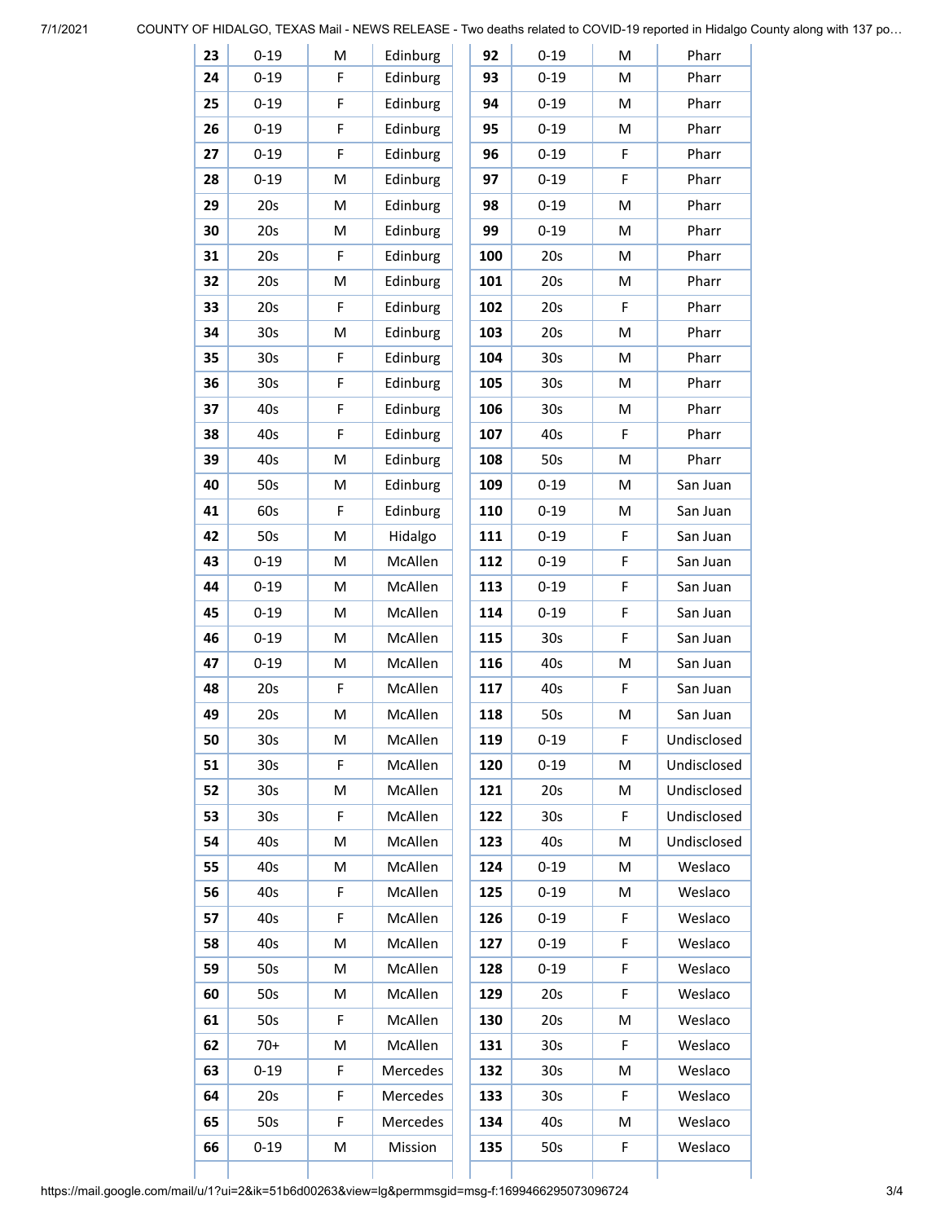| | | | | | | | |
|---|---|---|---|---|---|---|---|
| **23** | 0-19 | M | Edinburg | **92** | 0-19 | M | Pharr |
| **24** | 0-19 | F | Edinburg | **93** | 0-19 | M | Pharr |
| **25** | 0-19 | F | Edinburg | **94** | 0-19 | M | Pharr |
| **26** | 0-19 | F | Edinburg | **95** | 0-19 | M | Pharr |
| **27** | 0-19 | F | Edinburg | **96** | 0-19 | F | Pharr |
| **28** | 0-19 | M | Edinburg | **97** | 0-19 | F | Pharr |
| **29** | 20s | M | Edinburg | **98** | 0-19 | M | Pharr |
| **30** | 20s | M | Edinburg | **99** | 0-19 | M | Pharr |
| **31** | 20s | F | Edinburg | **100** | 20s | M | Pharr |
| **32** | 20s | M | Edinburg | **101** | 20s | M | Pharr |
| **33** | 20s | F | Edinburg | **102** | 20s | F | Pharr |
| **34** | 30s | M | Edinburg | **103** | 20s | M | Pharr |
| **35** | 30s | F | Edinburg | **104** | 30s | M | Pharr |
| **36** | 30s | F | Edinburg | **105** | 30s | M | Pharr |
| **37** | 40s | F | Edinburg | **106** | 30s | M | Pharr |
| **38** | 40s | F | Edinburg | **107** | 40s | F | Pharr |
| **39** | 40s | M | Edinburg | **108** | 50s | M | Pharr |
| **40** | 50s | M | Edinburg | **109** | 0-19 | M | San Juan |
| **41** | 60s | F | Edinburg | **110** | 0-19 | M | San Juan |
| **42** | 50s | M | Hidalgo | **111** | 0-19 | F | San Juan |
| **43** | 0-19 | M | McAllen | **112** | 0-19 | F | San Juan |
| **44** | 0-19 | M | McAllen | **113** | 0-19 | F | San Juan |
| **45** | 0-19 | M | McAllen | **114** | 0-19 | F | San Juan |
| **46** | 0-19 | M | McAllen | **115** | 30s | F | San Juan |
| **47** | 0-19 | M | McAllen | **116** | 40s | M | San Juan |
| **48** | 20s | F | McAllen | **117** | 40s | F | San Juan |
| **49** | 20s | M | McAllen | **118** | 50s | M | San Juan |
| **50** | 30s | M | McAllen | **119** | 0-19 | F | Undisclosed |
| **51** | 30s | F | McAllen | **120** | 0-19 | M | Undisclosed |
| **52** | 30s | M | McAllen | **121** | 20s | M | Undisclosed |
| **53** | 30s | F | McAllen | **122** | 30s | F | Undisclosed |
| **54** | 40s | M | McAllen | **123** | 40s | M | Undisclosed |
| **55** | 40s | M | McAllen | **124** | 0-19 | M | Weslaco |
| **56** | 40s | F | McAllen | **125** | 0-19 | M | Weslaco |
| **57** | 40s | F | McAllen | **126** | 0-19 | F | Weslaco |
| **58** | 40s | M | McAllen | **127** | 0-19 | F | Weslaco |
| **59** | 50s | M | McAllen | **128** | 0-19 | F | Weslaco |
| **60** | 50s | M | McAllen | **129** | 20s | F | Weslaco |
| **61** | 50s | F | McAllen | **130** | 20s | M | Weslaco |
| **62** | 70+ | M | McAllen | **131** | 30s | F | Weslaco |
| **63** | 0-19 | F | Mercedes | **132** | 30s | M | Weslaco |
| **64** | 20s | F | Mercedes | **133** | 30s | F | Weslaco |
| **65** | 50s | F | Mercedes | **134** | 40s | M | Weslaco |
| **66** | 0-19 | M | Mission | **135** | 50s | F | Weslaco |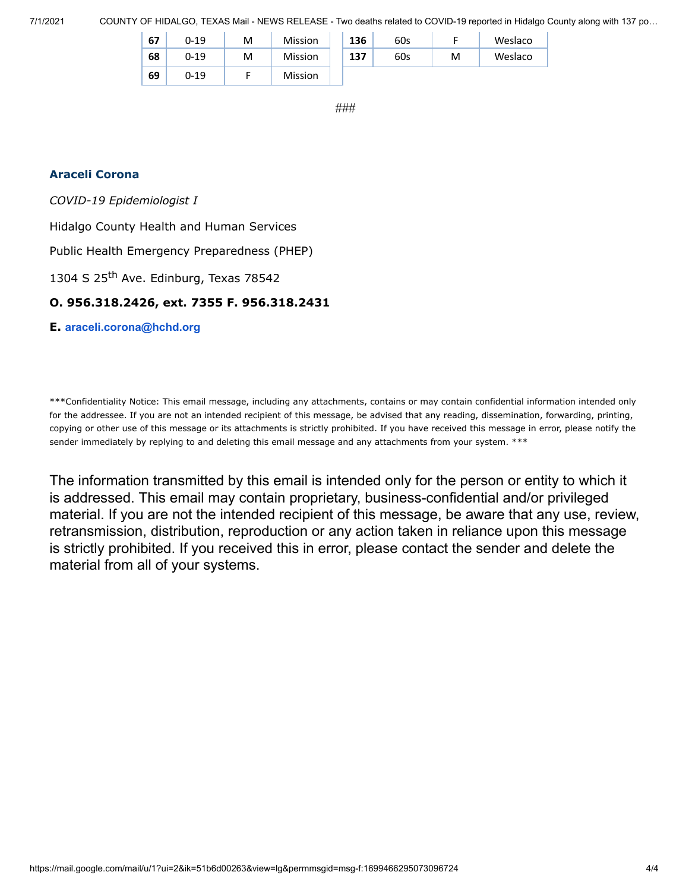| | | | | | | | |
|---|---|---|---|---|---|---|---|
| 67 | 0-19 | M | Mission | 136 | 60s | F | Weslaco |
| 68 | 0-19 | M | Mission | 137 | 60s | M | Weslaco |
| 69 | 0-19 | F | Mission | | | | |

###

**Araceli Corona**

*COVID-19 Epidemiologist I*

Hidalgo County Health and Human Services

Public Health Emergency Preparedness (PHEP)

1304 S 25th Ave. Edinburg, Texas 78542

**O. 956.318.2426, ext. 7355 F. 956.318.2431**

**E.** araceli.corona@hchd.org

***Confidentiality Notice: This email message, including any attachments, contains or may contain confidential information intended only for the addressee. If you are not an intended recipient of this message, be advised that any reading, dissemination, forwarding, printing, copying or other use of this message or its attachments is strictly prohibited. If you have received this message in error, please notify the sender immediately by replying to and deleting this email message and any attachments from your system. ***

The information transmitted by this email is intended only for the person or entity to which it is addressed. This email may contain proprietary, business-confidential and/or privileged material. If you are not the intended recipient of this message, be aware that any use, review, retransmission, distribution, reproduction or any action taken in reliance upon this message is strictly prohibited. If you received this in error, please contact the sender and delete the material from all of your systems.